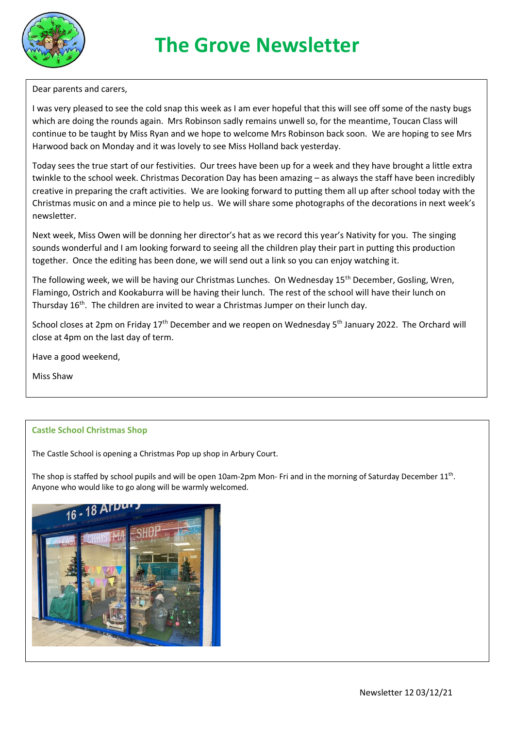# The Grove Newsletter

Dear parents and carers,

I was very pleased to see the cold snap this week as I am ever hopeful that this will see off some of the nasty bugs which are doing the rounds again. Mrs Robinson sadly remains unwell so, for the meantime, Toucan Class will continue to be taught by Miss Ryan and we hope to welcome Mrs Robinson back soon. We are hoping to see Mrs Harwood back on Monday and it was lovely to see Miss Holland back yesterday.

Today sees the true start of our festivities. Our trees have been up for a week and they have brought a little extra twinkle to the school week. Christmas Decoration Day has been amazing – as always the staff have been incredibly creative in preparing the craft activities. We are looking forward to putting them all up after school today with the Christmas music on and a mince pie to help us. We will share some photographs of the decorations in next week's newsletter.

Next week, Miss Owen will be donning her director's hat as we record this year's Nativity for you. The singing sounds wonderful and I am looking forward to seeing all the children play their part in putting this production together. Once the editing has been done, we will send out a link so you can enjoy watching it.

The following week, we will be having our Christmas Lunches. On Wednesday 15th December, Gosling, Wren, Flamingo, Ostrich and Kookaburra will be having their lunch. The rest of the school will have their lunch on Thursday 16th. The children are invited to wear a Christmas Jumper on their lunch day.

School closes at 2pm on Friday 17th December and we reopen on Wednesday 5th January 2022. The Orchard will close at 4pm on the last day of term.

Have a good weekend,

Miss Shaw

### Castle School Christmas Shop

The Castle School is opening a Christmas Pop up shop in Arbury Court.

The shop is staffed by school pupils and will be open 10am-2pm Mon- Fri and in the morning of Saturday December 11th. Anyone who would like to go along will be warmly welcomed.

Newsletter 12 03/12/21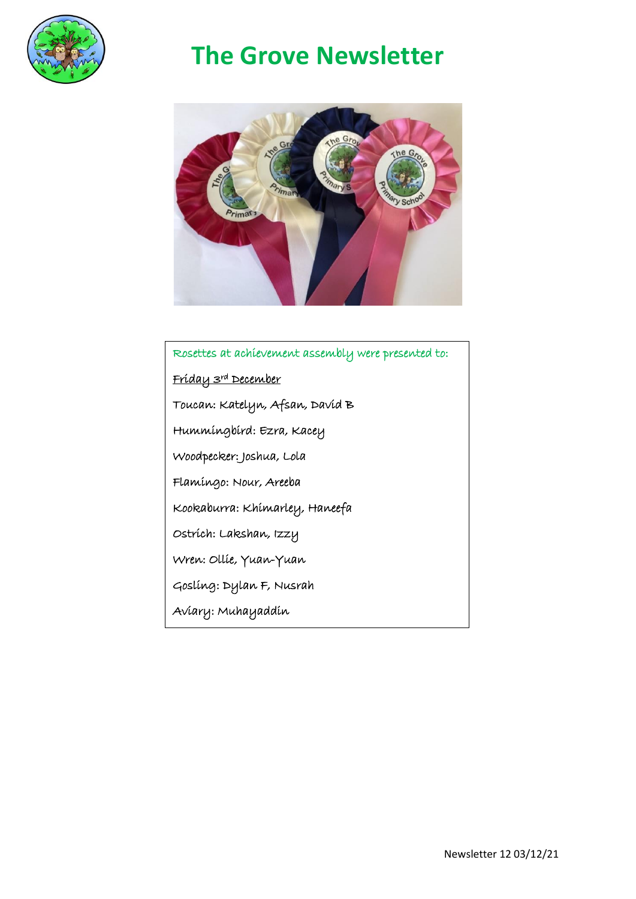# The Grove Newsletter

Rosettes at achievement assembly were presented to:

<u>Friday 3rd December</u>

Toucan: Katelyn, Afsan, David B

Hummingbird: Ezra, Kacey

Woodpecker: Joshua, Lola

Flamingo: Nour, Areeba

Kookaburra: Khimarley, Haneefa

Ostrich: Lakshan, Izzy

Wren: Ollie, Yuan-Yuan

Gosling: Dylan F, Nusrah

Aviary: Muhayaddin

Newsletter 12 03/12/21